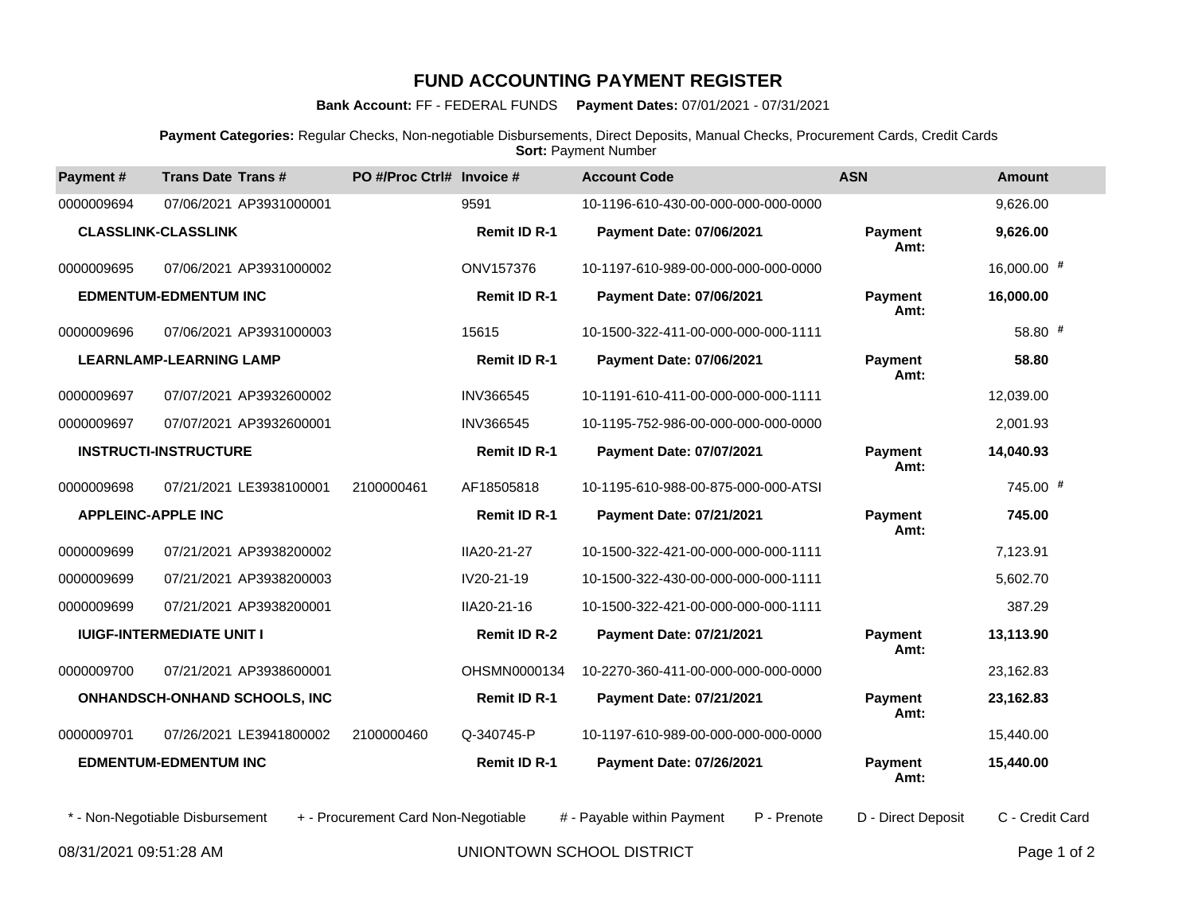# FUND ACCOUNTING PAYMENT REGISTER

**Bank Account:** FF - FEDERAL FUNDS **Payment Dates:** 07/01/2021 - 07/31/2021

**Payment Categories:** Regular Checks, Non-negotiable Disbursements, Direct Deposits, Manual Checks, Procurement Cards, Credit Cards
**Sort:** Payment Number

| Payment # | Trans Date | Trans # | PO #/Proc Ctrl# | Invoice # | Account Code | ASN | Amount |
|---|---|---|---|---|---|---|---|
| 0000009694 | 07/06/2021 | AP3931000001 | | 9591 | 10-1196-610-430-00-000-000-000-0000 | | 9,626.00 |
| **CLASSLINK-CLASSLINK** | | | | **Remit ID R-1** | **Payment Date: 07/06/2021** | **Payment Amt:** | **9,626.00** |
| 0000009695 | 07/06/2021 | AP3931000002 | | ONV157376 | 10-1197-610-989-00-000-000-000-0000 | | 16,000.00 # |
| **EDMENTUM-EDMENTUM INC** | | | | **Remit ID R-1** | **Payment Date: 07/06/2021** | **Payment Amt:** | **16,000.00** |
| 0000009696 | 07/06/2021 | AP3931000003 | | 15615 | 10-1500-322-411-00-000-000-000-1111 | | 58.80 # |
| **LEARNLAMP-LEARNING LAMP** | | | | **Remit ID R-1** | **Payment Date: 07/06/2021** | **Payment Amt:** | **58.80** |
| 0000009697 | 07/07/2021 | AP3932600002 | | INV366545 | 10-1191-610-411-00-000-000-000-1111 | | 12,039.00 |
| 0000009697 | 07/07/2021 | AP3932600001 | | INV366545 | 10-1195-752-986-00-000-000-000-0000 | | 2,001.93 |
| **INSTRUCTI-INSTRUCTURE** | | | | **Remit ID R-1** | **Payment Date: 07/07/2021** | **Payment Amt:** | **14,040.93** |
| 0000009698 | 07/21/2021 | LE3938100001 | 2100000461 | AF18505818 | 10-1195-610-988-00-875-000-000-ATSI | | 745.00 # |
| **APPLEINC-APPLE INC** | | | | **Remit ID R-1** | **Payment Date: 07/21/2021** | **Payment Amt:** | **745.00** |
| 0000009699 | 07/21/2021 | AP3938200002 | | IIA20-21-27 | 10-1500-322-421-00-000-000-000-1111 | | 7,123.91 |
| 0000009699 | 07/21/2021 | AP3938200003 | | IV20-21-19 | 10-1500-322-430-00-000-000-000-1111 | | 5,602.70 |
| 0000009699 | 07/21/2021 | AP3938200001 | | IIA20-21-16 | 10-1500-322-421-00-000-000-000-1111 | | 387.29 |
| **IUIGF-INTERMEDIATE UNIT I** | | | | **Remit ID R-2** | **Payment Date: 07/21/2021** | **Payment Amt:** | **13,113.90** |
| 0000009700 | 07/21/2021 | AP3938600001 | | OHSMN0000134 | 10-2270-360-411-00-000-000-000-0000 | | 23,162.83 |
| **ONHANDSCH-ONHAND SCHOOLS, INC** | | | | **Remit ID R-1** | **Payment Date: 07/21/2021** | **Payment Amt:** | **23,162.83** |
| 0000009701 | 07/26/2021 | LE3941800002 | 2100000460 | Q-340745-P | 10-1197-610-989-00-000-000-000-0000 | | 15,440.00 |
| **EDMENTUM-EDMENTUM INC** | | | | **Remit ID R-1** | **Payment Date: 07/26/2021** | **Payment Amt:** | **15,440.00** |

\* - Non-Negotiable Disbursement + - Procurement Card Non-Negotiable # - Payable within Payment P - Prenote D - Direct Deposit C - Credit Card

08/31/2021 09:51:28 AM UNIONTOWN SCHOOL DISTRICT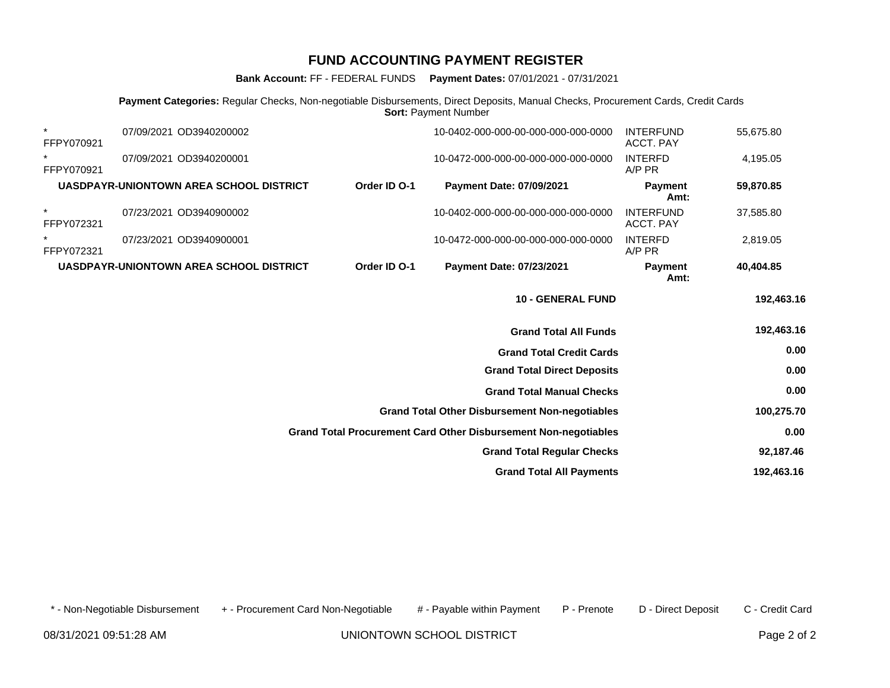# FUND ACCOUNTING PAYMENT REGISTER

**Bank Account:** FF - FEDERAL FUNDS **Payment Dates:** 07/01/2021 - 07/31/2021

**Payment Categories:** Regular Checks, Non-negotiable Disbursements, Direct Deposits, Manual Checks, Procurement Cards, Credit Cards
**Sort:** Payment Number

| | | | | | | |
|---|---|---|---|---|---|---|
| * FFPY070921 | 07/09/2021 OD3940200002 | | 10-0402-000-000-00-000-000-000-0000 | INTERFUND ACCT. PAY | 55,675.80 | |
| * FFPY070921 | 07/09/2021 OD3940200001 | | 10-0472-000-000-00-000-000-000-0000 | INTERFD A/P PR | 4,195.05 | |
| **UASDPAYR-UNIONTOWN AREA SCHOOL DISTRICT** | | **Order ID O-1** | **Payment Date: 07/09/2021** | **Payment Amt:** | **59,870.85** | |
| * FFPY072321 | 07/23/2021 OD3940900002 | | 10-0402-000-000-00-000-000-000-0000 | INTERFUND ACCT. PAY | 37,585.80 | |
| * FFPY072321 | 07/23/2021 OD3940900001 | | 10-0472-000-000-00-000-000-000-0000 | INTERFD A/P PR | 2,819.05 | |
| **UASDPAYR-UNIONTOWN AREA SCHOOL DISTRICT** | | **Order ID O-1** | **Payment Date: 07/23/2021** | **Payment Amt:** | **40,404.85** | |
| | | | **10 - GENERAL FUND** | | | **192,463.16** |

| | |
|---|---|
| **Grand Total All Funds** | **192,463.16** |
| **Grand Total Credit Cards** | **0.00** |
| **Grand Total Direct Deposits** | **0.00** |
| **Grand Total Manual Checks** | **0.00** |
| **Grand Total Other Disbursement Non-negotiables** | **100,275.70** |
| **Grand Total Procurement Card Other Disbursement Non-negotiables** | **0.00** |
| **Grand Total Regular Checks** | **92,187.46** |
| **Grand Total All Payments** | **192,463.16** |

* - Non-Negotiable Disbursement + - Procurement Card Non-Negotiable # - Payable within Payment P - Prenote D - Direct Deposit C - Credit Card

08/31/2021 09:51:28 AM UNIONTOWN SCHOOL DISTRICT